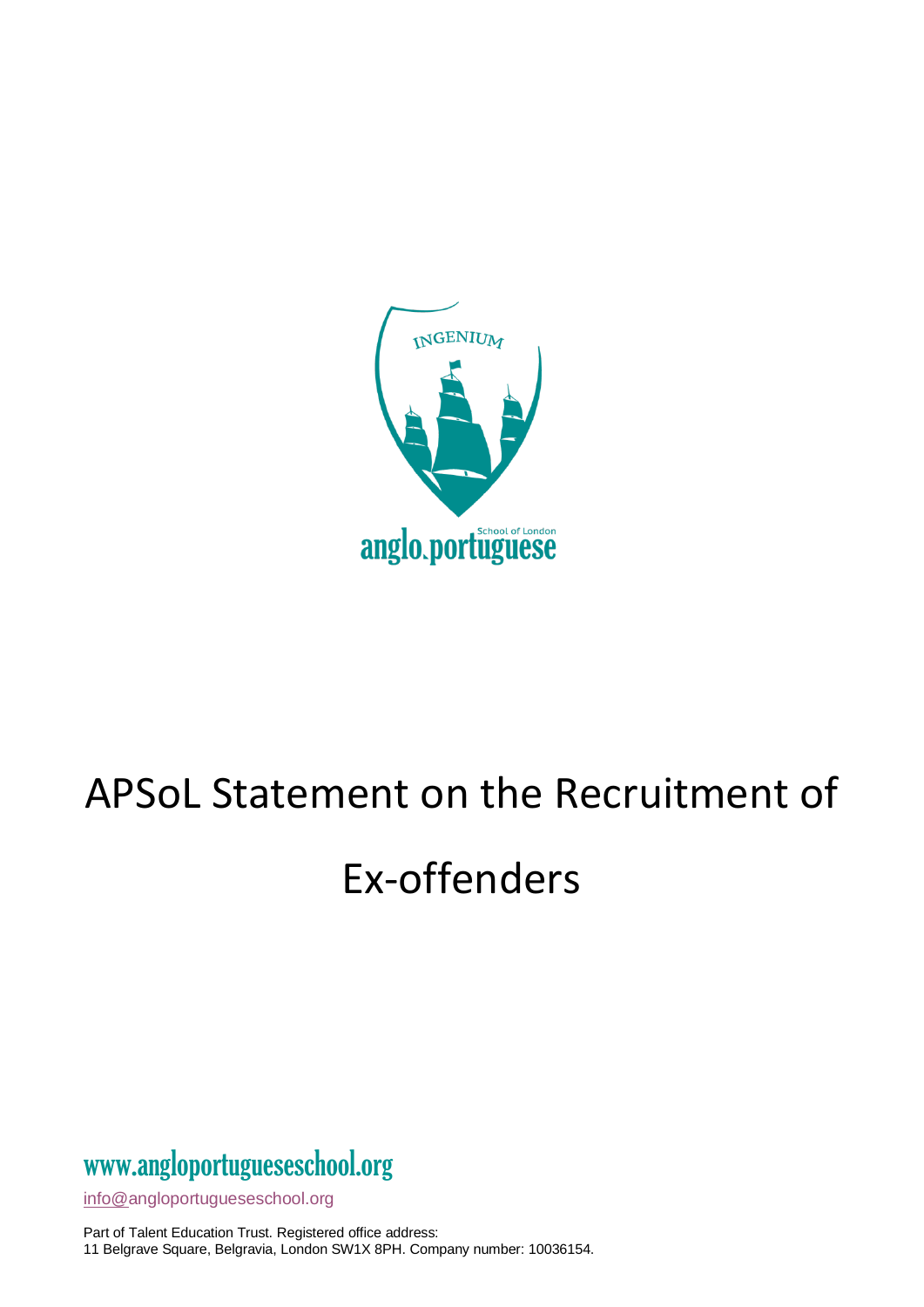INGENIUM

anglo.portuguese School of London

# APSoL Statement on the Recruitment of Ex-offenders

www.angloportugueseschool.org

info@angloportugueseschool.org

Part of Talent Education Trust. Registered office address:
11 Belgrave Square, Belgravia, London SW1X 8PH. Company number: 10036154.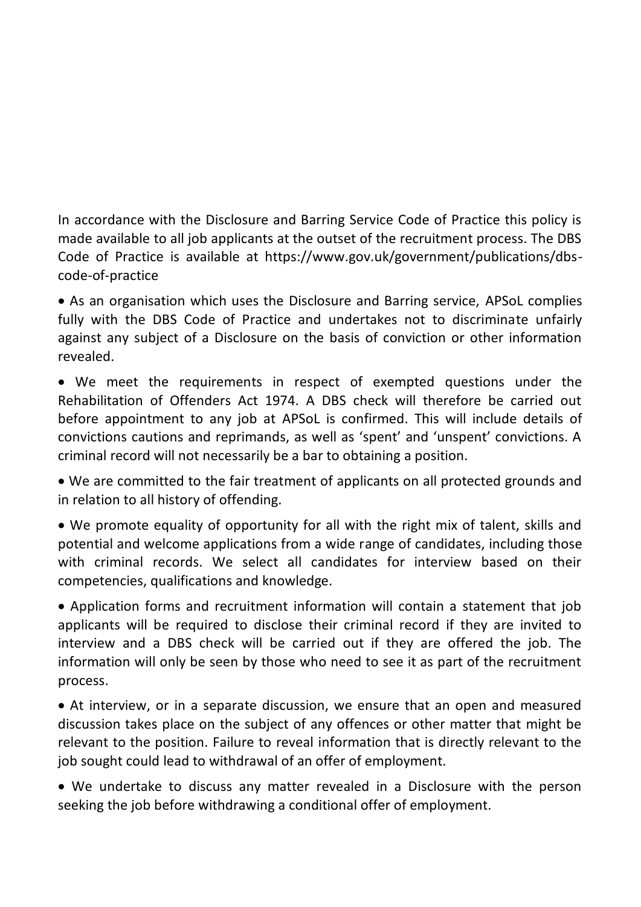In accordance with the Disclosure and Barring Service Code of Practice this policy is made available to all job applicants at the outset of the recruitment process. The DBS Code of Practice is available at https://www.gov.uk/government/publications/dbs-code-of-practice

- As an organisation which uses the Disclosure and Barring service, APSoL complies fully with the DBS Code of Practice and undertakes not to discriminate unfairly against any subject of a Disclosure on the basis of conviction or other information revealed.
- We meet the requirements in respect of exempted questions under the Rehabilitation of Offenders Act 1974. A DBS check will therefore be carried out before appointment to any job at APSoL is confirmed. This will include details of convictions cautions and reprimands, as well as 'spent' and 'unspent' convictions. A criminal record will not necessarily be a bar to obtaining a position.
- We are committed to the fair treatment of applicants on all protected grounds and in relation to all history of offending.
- We promote equality of opportunity for all with the right mix of talent, skills and potential and welcome applications from a wide range of candidates, including those with criminal records. We select all candidates for interview based on their competencies, qualifications and knowledge.
- Application forms and recruitment information will contain a statement that job applicants will be required to disclose their criminal record if they are invited to interview and a DBS check will be carried out if they are offered the job. The information will only be seen by those who need to see it as part of the recruitment process.
- At interview, or in a separate discussion, we ensure that an open and measured discussion takes place on the subject of any offences or other matter that might be relevant to the position. Failure to reveal information that is directly relevant to the job sought could lead to withdrawal of an offer of employment.
- We undertake to discuss any matter revealed in a Disclosure with the person seeking the job before withdrawing a conditional offer of employment.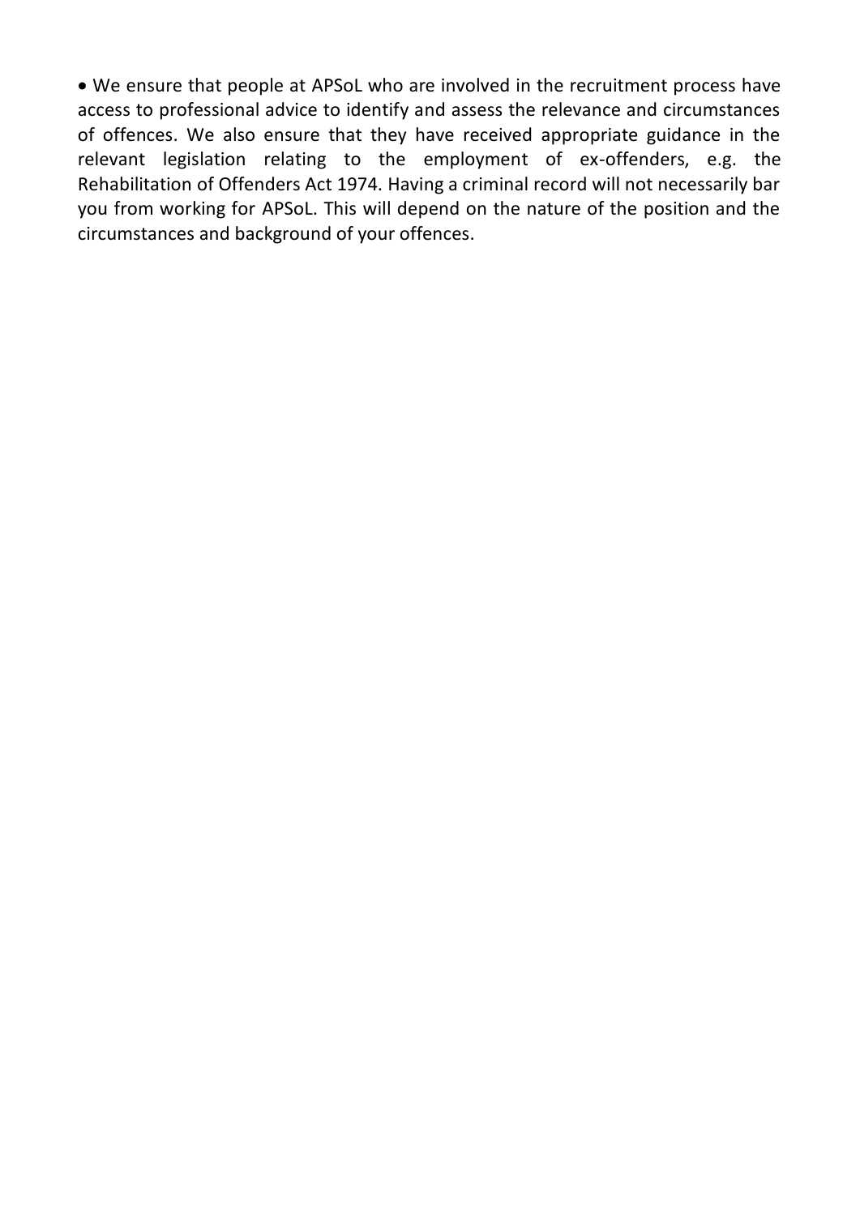- We ensure that people at APSoL who are involved in the recruitment process have access to professional advice to identify and assess the relevance and circumstances of offences. We also ensure that they have received appropriate guidance in the relevant legislation relating to the employment of ex-offenders, e.g. the Rehabilitation of Offenders Act 1974. Having a criminal record will not necessarily bar you from working for APSoL. This will depend on the nature of the position and the circumstances and background of your offences.